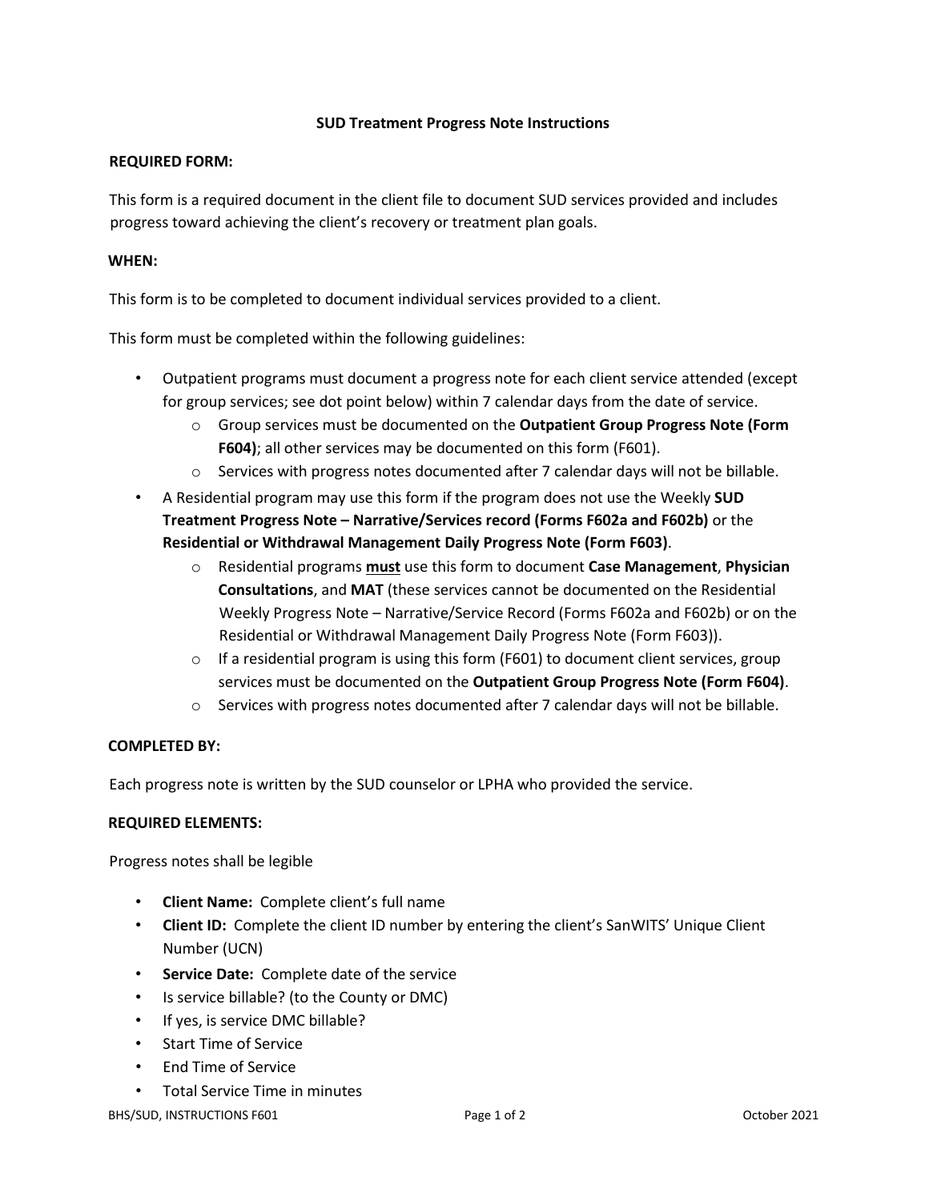# SUD Treatment Progress Note Instructions

**REQUIRED FORM:**

This form is a required document in the client file to document SUD services provided and includes progress toward achieving the client's recovery or treatment plan goals.

**WHEN:**

This form is to be completed to document individual services provided to a client.

This form must be completed within the following guidelines:

- Outpatient programs must document a progress note for each client service attended (except for group services; see dot point below) within 7 calendar days from the date of service.
  - Group services must be documented on the **Outpatient Group Progress Note (Form F604)**; all other services may be documented on this form (F601).
  - Services with progress notes documented after 7 calendar days will not be billable.
- A Residential program may use this form if the program does not use the Weekly **SUD Treatment Progress Note – Narrative/Services record (Forms F602a and F602b)** or the **Residential or Withdrawal Management Daily Progress Note (Form F603)**.
  - Residential programs **<u>must</u>** use this form to document **Case Management**, **Physician Consultations**, and **MAT** (these services cannot be documented on the Residential Weekly Progress Note – Narrative/Service Record (Forms F602a and F602b) or on the Residential or Withdrawal Management Daily Progress Note (Form F603)).
  - If a residential program is using this form (F601) to document client services, group services must be documented on the **Outpatient Group Progress Note (Form F604)**.
  - Services with progress notes documented after 7 calendar days will not be billable.

**COMPLETED BY:**

Each progress note is written by the SUD counselor or LPHA who provided the service.

**REQUIRED ELEMENTS:**

Progress notes shall be legible

- **Client Name:** Complete client's full name
- **Client ID:** Complete the client ID number by entering the client's SanWITS' Unique Client Number (UCN)
- **Service Date:** Complete date of the service
- Is service billable? (to the County or DMC)
- If yes, is service DMC billable?
- Start Time of Service
- End Time of Service
- Total Service Time in minutes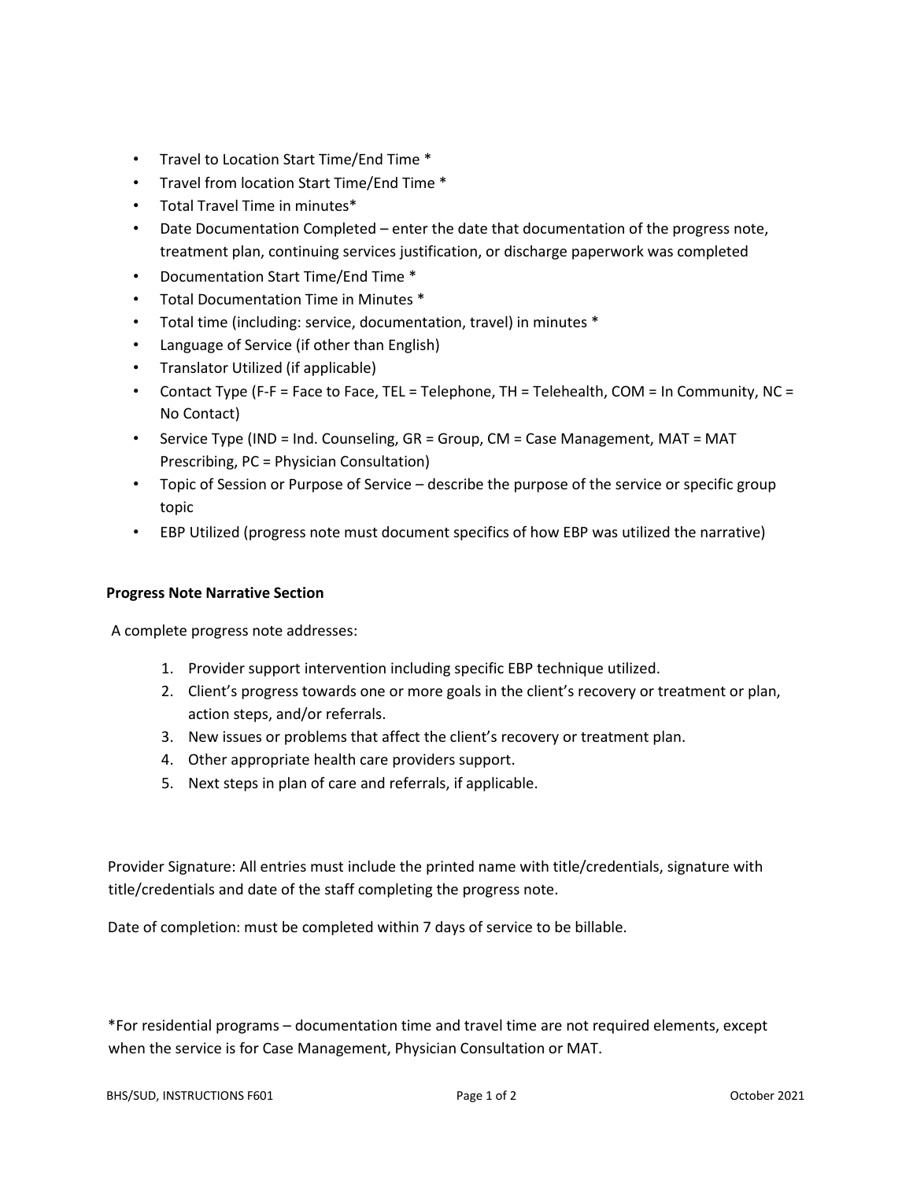- Travel to Location Start Time/End Time *
- Travel from location Start Time/End Time *
- Total Travel Time in minutes*
- Date Documentation Completed – enter the date that documentation of the progress note, treatment plan, continuing services justification, or discharge paperwork was completed
- Documentation Start Time/End Time *
- Total Documentation Time in Minutes *
- Total time (including: service, documentation, travel) in minutes *
- Language of Service (if other than English)
- Translator Utilized (if applicable)
- Contact Type (F-F = Face to Face, TEL = Telephone, TH = Telehealth, COM = In Community, NC = No Contact)
- Service Type (IND = Ind. Counseling, GR = Group, CM = Case Management, MAT = MAT Prescribing, PC = Physician Consultation)
- Topic of Session or Purpose of Service – describe the purpose of the service or specific group topic
- EBP Utilized (progress note must document specifics of how EBP was utilized the narrative)

**Progress Note Narrative Section**

A complete progress note addresses:

1. Provider support intervention including specific EBP technique utilized.
2. Client's progress towards one or more goals in the client's recovery or treatment or plan, action steps, and/or referrals.
3. New issues or problems that affect the client's recovery or treatment plan.
4. Other appropriate health care providers support.
5. Next steps in plan of care and referrals, if applicable.

Provider Signature: All entries must include the printed name with title/credentials, signature with title/credentials and date of the staff completing the progress note.

Date of completion: must be completed within 7 days of service to be billable.

*For residential programs – documentation time and travel time are not required elements, except when the service is for Case Management, Physician Consultation or MAT.